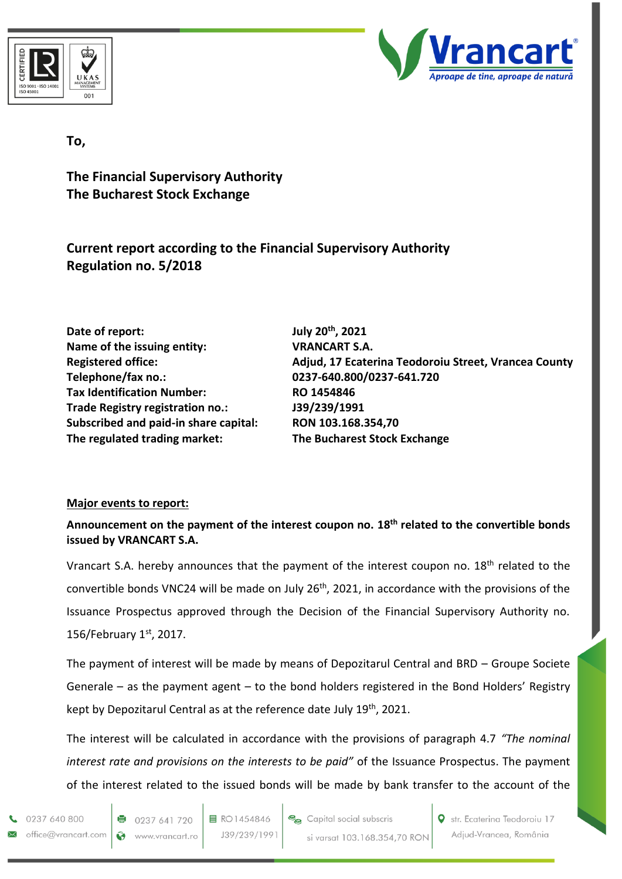To,

**The Financial Supervisory Authority**
**The Bucharest Stock Exchange**

**Current report according to the Financial Supervisory Authority Regulation no. 5/2018**

| | |
|---|---|
| **Date of report:** | **July 20th, 2021** |
| **Name of the issuing entity:** | **VRANCART S.A.** |
| **Registered office:** | **Adjud, 17 Ecaterina Teodoroiu Street, Vrancea County** |
| **Telephone/fax no.:** | **0237-640.800/0237-641.720** |
| **Tax Identification Number:** | **RO 1454846** |
| **Trade Registry registration no.:** | **J39/239/1991** |
| **Subscribed and paid-in share capital:** | **RON 103.168.354,70** |
| **The regulated trading market:** | **The Bucharest Stock Exchange** |

**Major events to report:**

**Announcement on the payment of the interest coupon no. 18th related to the convertible bonds issued by VRANCART S.A.**

Vrancart S.A. hereby announces that the payment of the interest coupon no. 18th related to the convertible bonds VNC24 will be made on July 26th, 2021, in accordance with the provisions of the Issuance Prospectus approved through the Decision of the Financial Supervisory Authority no. 156/February 1st, 2017.

The payment of interest will be made by means of Depozitarul Central and BRD – Groupe Societe Generale – as the payment agent – to the bond holders registered in the Bond Holders' Registry kept by Depozitarul Central as at the reference date July 19th, 2021.

The interest will be calculated in accordance with the provisions of paragraph 4.7 *"The nominal interest rate and provisions on the interests to be paid"* of the Issuance Prospectus. The payment of the interest related to the issued bonds will be made by bank transfer to the account of the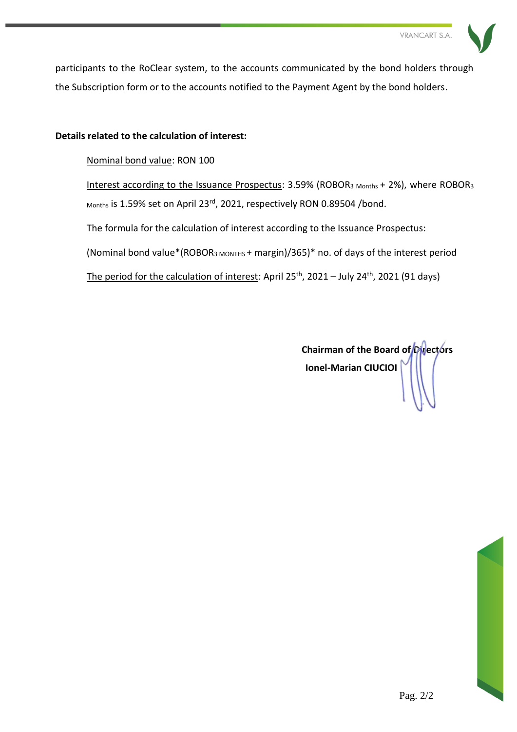participants to the RoClear system, to the accounts communicated by the bond holders through the Subscription form or to the accounts notified to the Payment Agent by the bond holders.

**Details related to the calculation of interest:**

Nominal bond value: RON 100

Interest according to the Issuance Prospectus: 3.59% ($ROBOR_{3\ Months}$ + 2%), where $ROBOR_{3\ Months}$ is 1.59% set on April 23rd, 2021, respectively RON 0.89504 /bond.

The formula for the calculation of interest according to the Issuance Prospectus:

(Nominal bond value*($ROBOR_{3\ MONTHS}$ + margin)/365)* no. of days of the interest period

The period for the calculation of interest: April 25th, 2021 – July 24th, 2021 (91 days)

**Chairman of the Board of Directors**

**Ionel-Marian CIUCIOI**